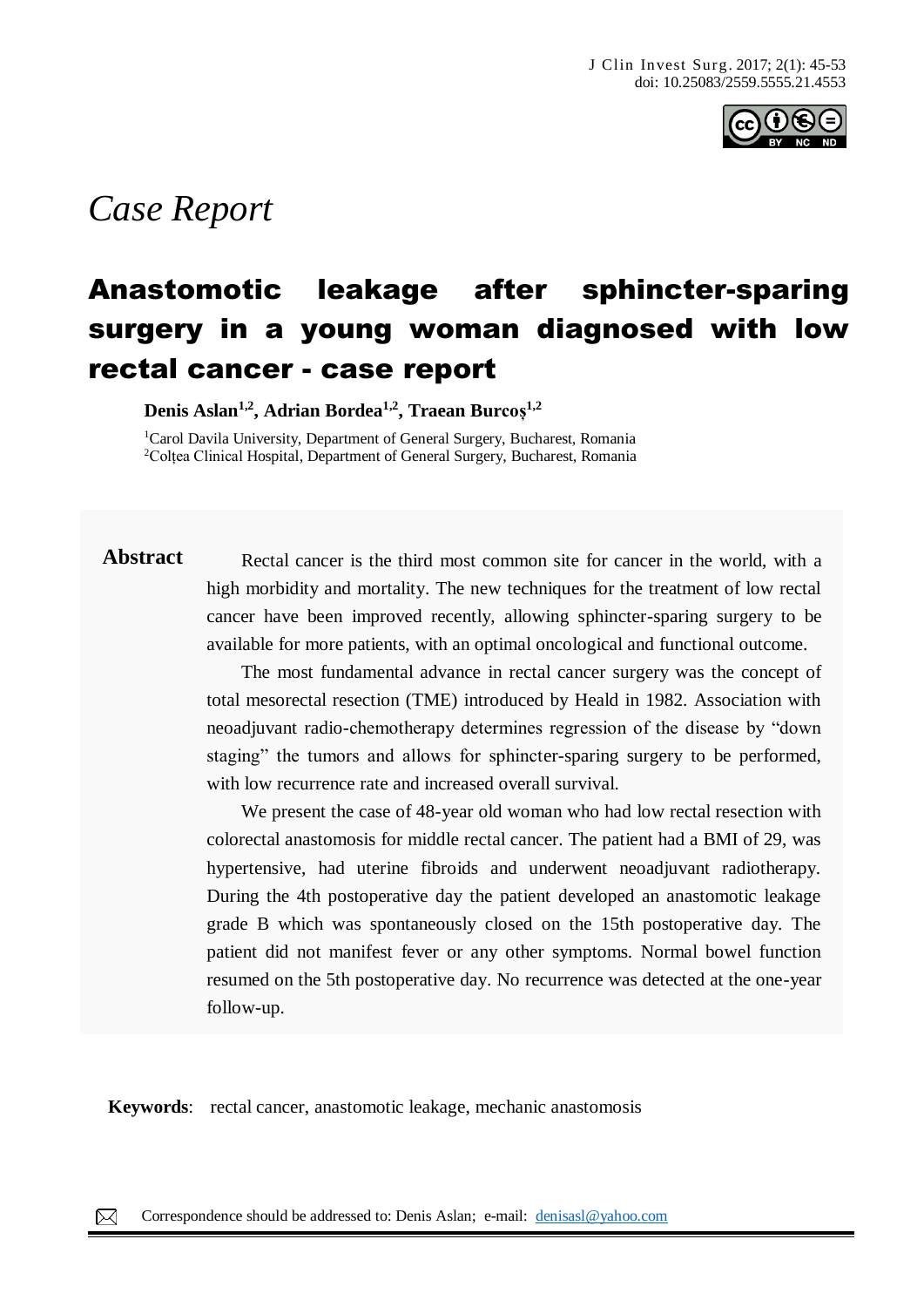*Case Report*

# Anastomotic leakage after sphincter-sparing surgery in a young woman diagnosed with low rectal cancer - case report

**Denis Aslan[1,2], Adrian Bordea[1,2], Traean Burcoș[1,2]**

[1]Carol Davila University, Department of General Surgery, Bucharest, Romania
[2]Colțea Clinical Hospital, Department of General Surgery, Bucharest, Romania

## Abstract

Rectal cancer is the third most common site for cancer in the world, with a high morbidity and mortality. The new techniques for the treatment of low rectal cancer have been improved recently, allowing sphincter-sparing surgery to be available for more patients, with an optimal oncological and functional outcome.

The most fundamental advance in rectal cancer surgery was the concept of total mesorectal resection (TME) introduced by Heald in 1982. Association with neoadjuvant radio-chemotherapy determines regression of the disease by "down staging" the tumors and allows for sphincter-sparing surgery to be performed, with low recurrence rate and increased overall survival.

We present the case of 48-year old woman who had low rectal resection with colorectal anastomosis for middle rectal cancer. The patient had a BMI of 29, was hypertensive, had uterine fibroids and underwent neoadjuvant radiotherapy. During the 4th postoperative day the patient developed an anastomotic leakage grade B which was spontaneously closed on the 15th postoperative day. The patient did not manifest fever or any other symptoms. Normal bowel function resumed on the 5th postoperative day. No recurrence was detected at the one-year follow-up.

**Keywords**: rectal cancer, anastomotic leakage, mechanic anastomosis

Correspondence should be addressed to: Denis Aslan; e-mail: denisasl@yahoo.com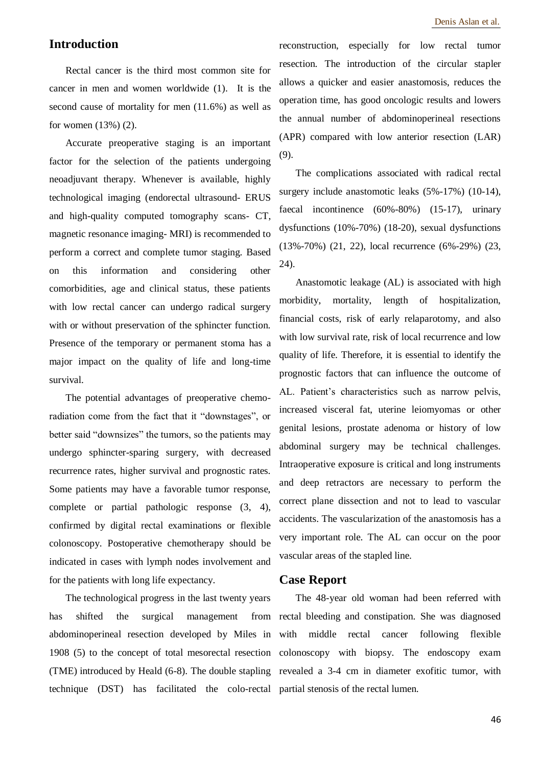## Introduction

Rectal cancer is the third most common site for cancer in men and women worldwide (1). It is the second cause of mortality for men (11.6%) as well as for women (13%) (2).

Accurate preoperative staging is an important factor for the selection of the patients undergoing neoadjuvant therapy. Whenever is available, highly technological imaging (endorectal ultrasound- ERUS and high-quality computed tomography scans- CT, magnetic resonance imaging- MRI) is recommended to perform a correct and complete tumor staging. Based on this information and considering other comorbidities, age and clinical status, these patients with low rectal cancer can undergo radical surgery with or without preservation of the sphincter function. Presence of the temporary or permanent stoma has a major impact on the quality of life and long-time survival.

The potential advantages of preoperative chemo-radiation come from the fact that it "downstages", or better said "downsizes" the tumors, so the patients may undergo sphincter-sparing surgery, with decreased recurrence rates, higher survival and prognostic rates. Some patients may have a favorable tumor response, complete or partial pathologic response (3, 4), confirmed by digital rectal examinations or flexible colonoscopy. Postoperative chemotherapy should be indicated in cases with lymph nodes involvement and for the patients with long life expectancy.

The technological progress in the last twenty years has shifted the surgical management from abdominoperineal resection developed by Miles in 1908 (5) to the concept of total mesorectal resection (TME) introduced by Heald (6-8). The double stapling technique (DST) has facilitated the colo-rectal reconstruction, especially for low rectal tumor resection. The introduction of the circular stapler allows a quicker and easier anastomosis, reduces the operation time, has good oncologic results and lowers the annual number of abdominoperineal resections (APR) compared with low anterior resection (LAR) (9).

The complications associated with radical rectal surgery include anastomotic leaks (5%-17%) (10-14), faecal incontinence (60%-80%) (15-17), urinary dysfunctions (10%-70%) (18-20), sexual dysfunctions (13%-70%) (21, 22), local recurrence (6%-29%) (23, 24).

Anastomotic leakage (AL) is associated with high morbidity, mortality, length of hospitalization, financial costs, risk of early relaparotomy, and also with low survival rate, risk of local recurrence and low quality of life. Therefore, it is essential to identify the prognostic factors that can influence the outcome of AL. Patient's characteristics such as narrow pelvis, increased visceral fat, uterine leiomyomas or other genital lesions, prostate adenoma or history of low abdominal surgery may be technical challenges. Intraoperative exposure is critical and long instruments and deep retractors are necessary to perform the correct plane dissection and not to lead to vascular accidents. The vascularization of the anastomosis has a very important role. The AL can occur on the poor vascular areas of the stapled line.

## Case Report

The 48-year old woman had been referred with rectal bleeding and constipation. She was diagnosed with middle rectal cancer following flexible colonoscopy with biopsy. The endoscopy exam revealed a 3-4 cm in diameter exofitic tumor, with partial stenosis of the rectal lumen.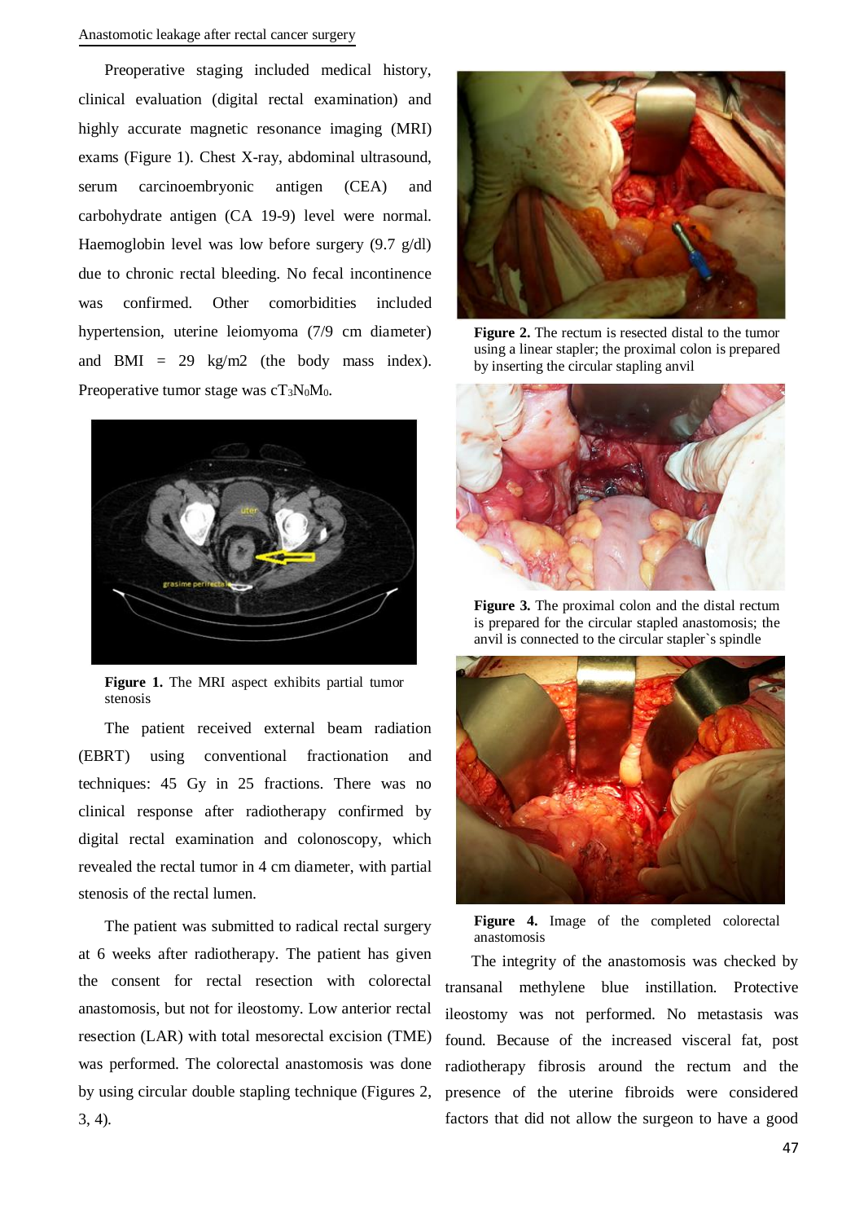Preoperative staging included medical history, clinical evaluation (digital rectal examination) and highly accurate magnetic resonance imaging (MRI) exams (Figure 1). Chest X-ray, abdominal ultrasound, serum carcinoembryonic antigen (CEA) and carbohydrate antigen (CA 19-9) level were normal. Haemoglobin level was low before surgery (9.7 g/dl) due to chronic rectal bleeding. No fecal incontinence was confirmed. Other comorbidities included hypertension, uterine leiomyoma (7/9 cm diameter) and BMI = 29 kg/m2 (the body mass index). Preoperative tumor stage was $cT_3N_0M_0$.

**Figure 1.** The MRI aspect exhibits partial tumor stenosis

The patient received external beam radiation (EBRT) using conventional fractionation and techniques: 45 Gy in 25 fractions. There was no clinical response after radiotherapy confirmed by digital rectal examination and colonoscopy, which revealed the rectal tumor in 4 cm diameter, with partial stenosis of the rectal lumen.

The patient was submitted to radical rectal surgery at 6 weeks after radiotherapy. The patient has given the consent for rectal resection with colorectal anastomosis, but not for ileostomy. Low anterior rectal resection (LAR) with total mesorectal excision (TME) was performed. The colorectal anastomosis was done by using circular double stapling technique (Figures 2, 3, 4).

**Figure 2.** The rectum is resected distal to the tumor using a linear stapler; the proximal colon is prepared by inserting the circular stapling anvil

**Figure 3.** The proximal colon and the distal rectum is prepared for the circular stapled anastomosis; the anvil is connected to the circular stapler`s spindle

**Figure 4.** Image of the completed colorectal anastomosis

The integrity of the anastomosis was checked by transanal methylene blue instillation. Protective ileostomy was not performed. No metastasis was found. Because of the increased visceral fat, post radiotherapy fibrosis around the rectum and the presence of the uterine fibroids were considered factors that did not allow the surgeon to have a good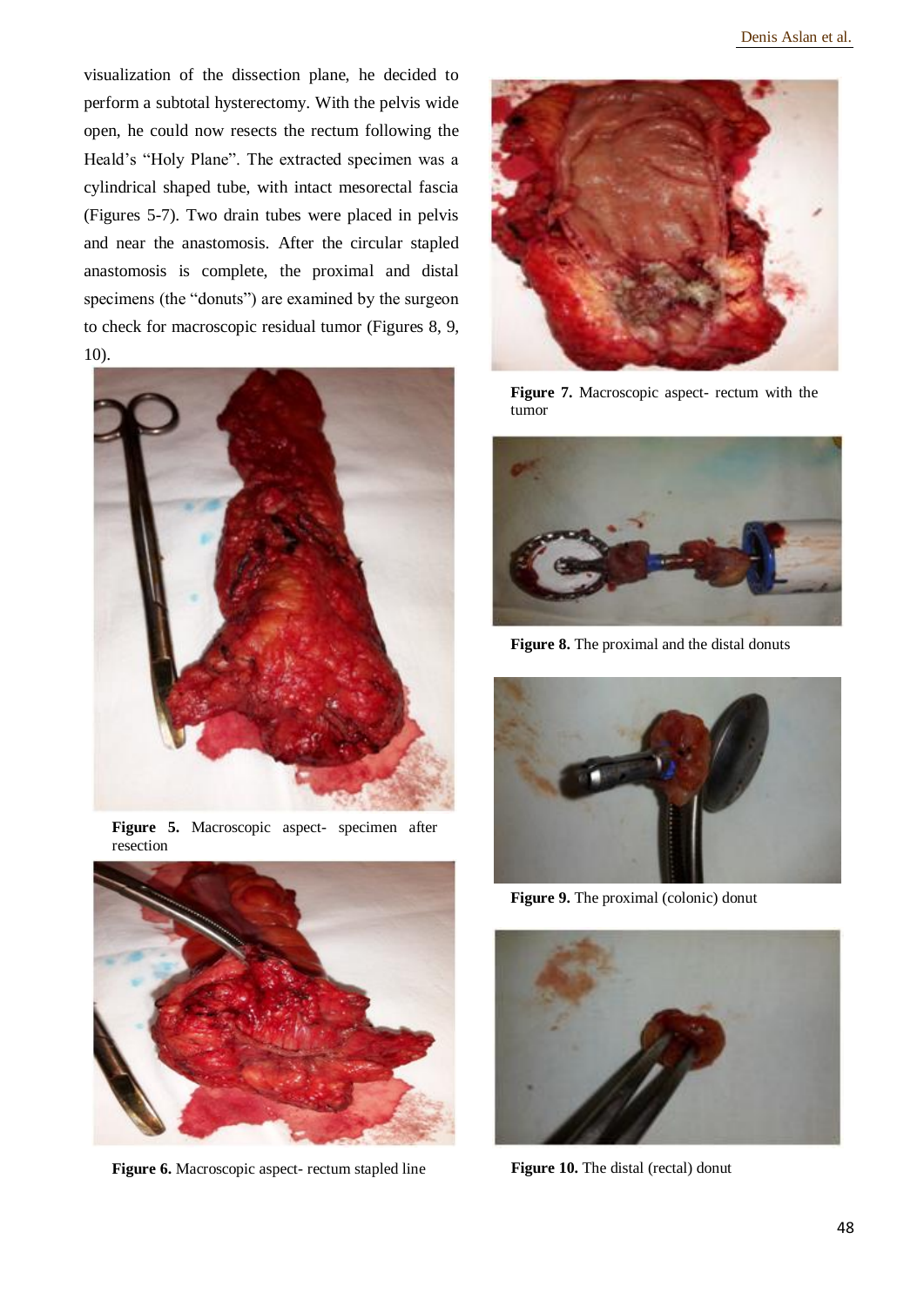visualization of the dissection plane, he decided to perform a subtotal hysterectomy. With the pelvis wide open, he could now resects the rectum following the Heald's "Holy Plane". The extracted specimen was a cylindrical shaped tube, with intact mesorectal fascia (Figures 5-7). Two drain tubes were placed in pelvis and near the anastomosis. After the circular stapled anastomosis is complete, the proximal and distal specimens (the "donuts") are examined by the surgeon to check for macroscopic residual tumor (Figures 8, 9, 10).

**Figure 5.** Macroscopic aspect- specimen after resection

**Figure 6.** Macroscopic aspect- rectum stapled line

**Figure 7.** Macroscopic aspect- rectum with the tumor

**Figure 8.** The proximal and the distal donuts

**Figure 9.** The proximal (colonic) donut

**Figure 10.** The distal (rectal) donut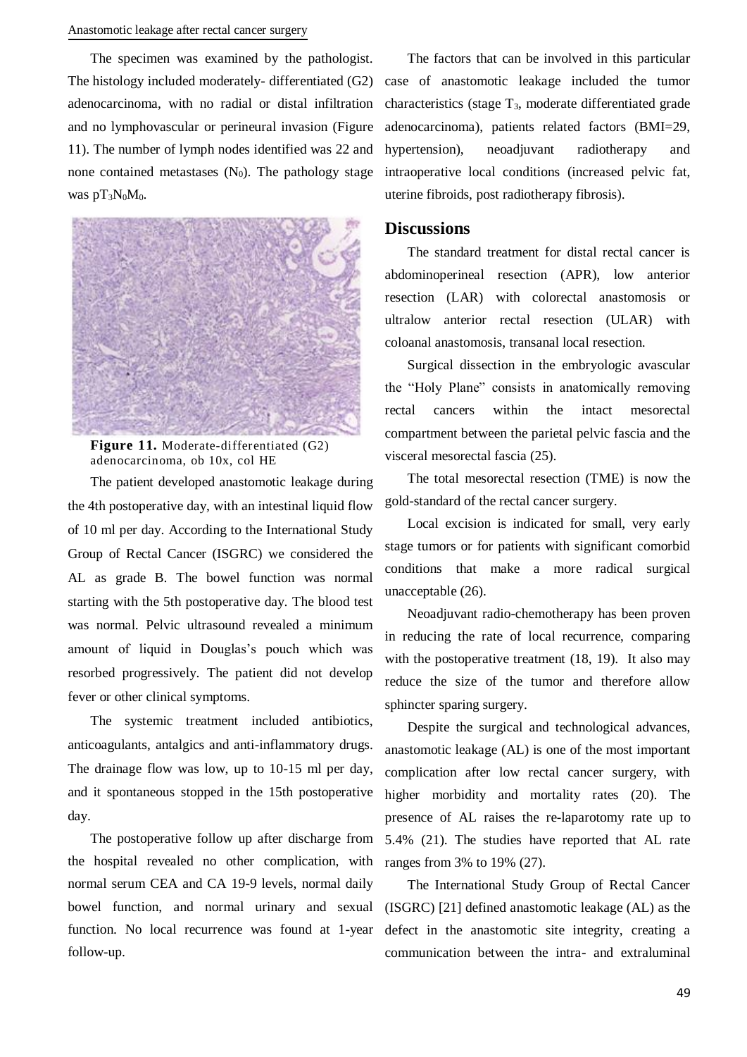The specimen was examined by the pathologist. The histology included moderately- differentiated (G2) adenocarcinoma, with no radial or distal infiltration and no lymphovascular or perineural invasion (Figure 11). The number of lymph nodes identified was 22 and none contained metastases ($N_0$). The pathology stage was $pT_3N_0M_0$.

**Figure 11.** Moderate-differentiated (G2) adenocarcinoma, ob 10x, col HE

The patient developed anastomotic leakage during the 4th postoperative day, with an intestinal liquid flow of 10 ml per day. According to the International Study Group of Rectal Cancer (ISGRC) we considered the AL as grade B. The bowel function was normal starting with the 5th postoperative day. The blood test was normal. Pelvic ultrasound revealed a minimum amount of liquid in Douglas's pouch which was resorbed progressively. The patient did not develop fever or other clinical symptoms.

The systemic treatment included antibiotics, anticoagulants, antalgics and anti-inflammatory drugs. The drainage flow was low, up to 10-15 ml per day, and it spontaneous stopped in the 15th postoperative day.

The postoperative follow up after discharge from the hospital revealed no other complication, with normal serum CEA and CA 19-9 levels, normal daily bowel function, and normal urinary and sexual function. No local recurrence was found at 1-year follow-up.

The factors that can be involved in this particular case of anastomotic leakage included the tumor characteristics (stage $T_3$, moderate differentiated grade adenocarcinoma), patients related factors (BMI=29, hypertension), neoadjuvant radiotherapy and intraoperative local conditions (increased pelvic fat, uterine fibroids, post radiotherapy fibrosis).

## Discussions

The standard treatment for distal rectal cancer is abdominoperineal resection (APR), low anterior resection (LAR) with colorectal anastomosis or ultralow anterior rectal resection (ULAR) with coloanal anastomosis, transanal local resection.

Surgical dissection in the embryologic avascular the "Holy Plane" consists in anatomically removing rectal cancers within the intact mesorectal compartment between the parietal pelvic fascia and the visceral mesorectal fascia (25).

The total mesorectal resection (TME) is now the gold-standard of the rectal cancer surgery.

Local excision is indicated for small, very early stage tumors or for patients with significant comorbid conditions that make a more radical surgical unacceptable (26).

Neoadjuvant radio-chemotherapy has been proven in reducing the rate of local recurrence, comparing with the postoperative treatment (18, 19). It also may reduce the size of the tumor and therefore allow sphincter sparing surgery.

Despite the surgical and technological advances, anastomotic leakage (AL) is one of the most important complication after low rectal cancer surgery, with higher morbidity and mortality rates (20). The presence of AL raises the re-laparotomy rate up to 5.4% (21). The studies have reported that AL rate ranges from 3% to 19% (27).

The International Study Group of Rectal Cancer (ISGRC) [21] defined anastomotic leakage (AL) as the defect in the anastomotic site integrity, creating a communication between the intra- and extraluminal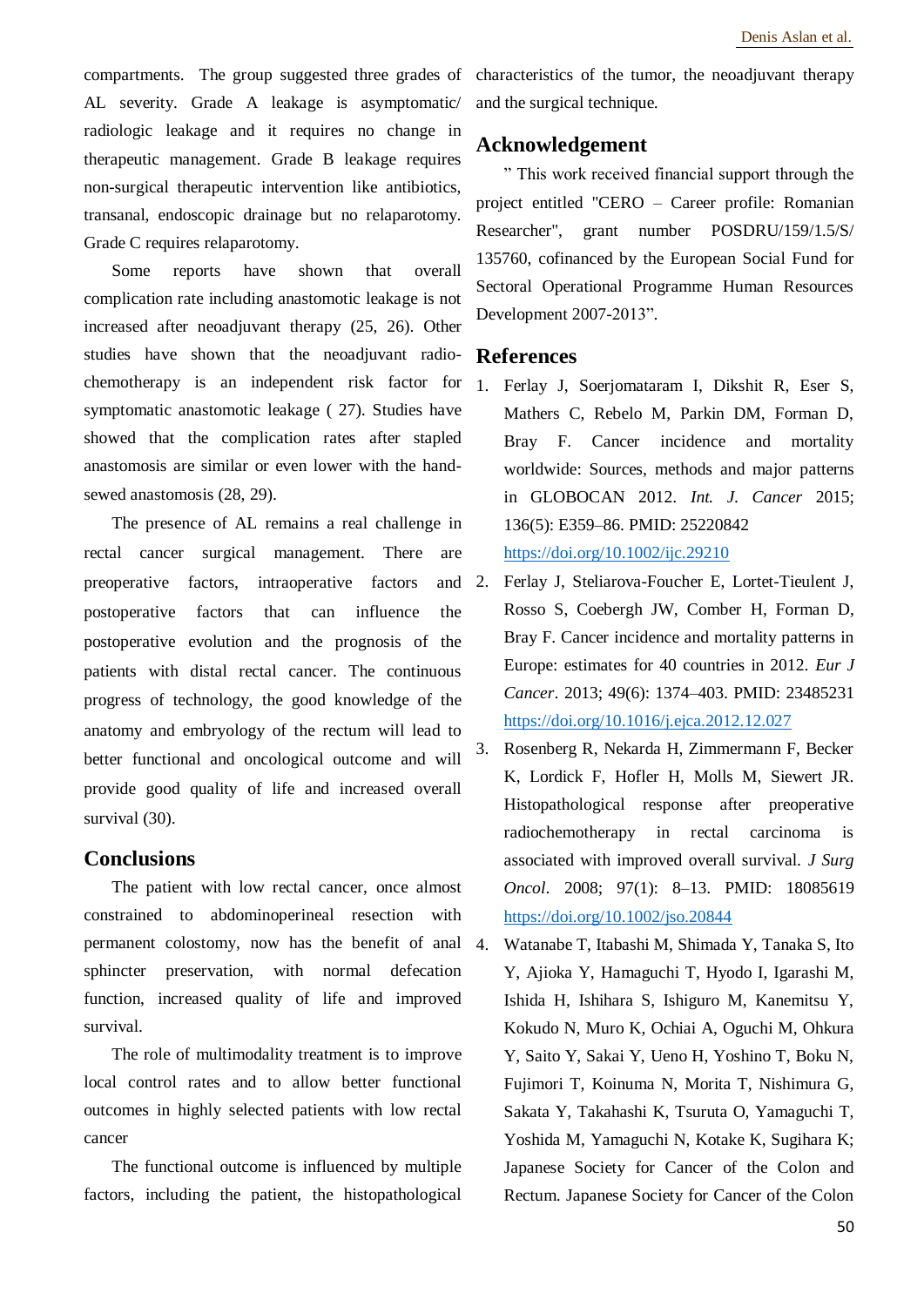compartments. The group suggested three grades of AL severity. Grade A leakage is asymptomatic/ radiologic leakage and it requires no change in therapeutic management. Grade B leakage requires non-surgical therapeutic intervention like antibiotics, transanal, endoscopic drainage but no relaparotomy. Grade C requires relaparotomy.

Some reports have shown that overall complication rate including anastomotic leakage is not increased after neoadjuvant therapy (25, 26). Other studies have shown that the neoadjuvant radio-chemotherapy is an independent risk factor for symptomatic anastomotic leakage ( 27). Studies have showed that the complication rates after stapled anastomosis are similar or even lower with the hand-sewed anastomosis (28, 29).

The presence of AL remains a real challenge in rectal cancer surgical management. There are preoperative factors, intraoperative factors and postoperative factors that can influence the postoperative evolution and the prognosis of the patients with distal rectal cancer. The continuous progress of technology, the good knowledge of the anatomy and embryology of the rectum will lead to better functional and oncological outcome and will provide good quality of life and increased overall survival (30).

## Conclusions

The patient with low rectal cancer, once almost constrained to abdominoperineal resection with permanent colostomy, now has the benefit of anal sphincter preservation, with normal defecation function, increased quality of life and improved survival.

The role of multimodality treatment is to improve local control rates and to allow better functional outcomes in highly selected patients with low rectal cancer

The functional outcome is influenced by multiple factors, including the patient, the histopathological characteristics of the tumor, the neoadjuvant therapy and the surgical technique.

## Acknowledgement

" This work received financial support through the project entitled "CERO – Career profile: Romanian Researcher", grant number POSDRU/159/1.5/S/ 135760, cofinanced by the European Social Fund for Sectoral Operational Programme Human Resources Development 2007-2013".

## References

1. Ferlay J, Soerjomataram I, Dikshit R, Eser S, Mathers C, Rebelo M, Parkin DM, Forman D, Bray F. Cancer incidence and mortality worldwide: Sources, methods and major patterns in GLOBOCAN 2012. *Int. J. Cancer* 2015; 136(5): E359–86. PMID: 25220842 https://doi.org/10.1002/ijc.29210
2. Ferlay J, Steliarova-Foucher E, Lortet-Tieulent J, Rosso S, Coebergh JW, Comber H, Forman D, Bray F. Cancer incidence and mortality patterns in Europe: estimates for 40 countries in 2012. *Eur J Cancer*. 2013; 49(6): 1374–403. PMID: 23485231 https://doi.org/10.1016/j.ejca.2012.12.027
3. Rosenberg R, Nekarda H, Zimmermann F, Becker K, Lordick F, Hofler H, Molls M, Siewert JR. Histopathological response after preoperative radiochemotherapy in rectal carcinoma is associated with improved overall survival. *J Surg Oncol*. 2008; 97(1): 8–13. PMID: 18085619 https://doi.org/10.1002/jso.20844
4. Watanabe T, Itabashi M, Shimada Y, Tanaka S, Ito Y, Ajioka Y, Hamaguchi T, Hyodo I, Igarashi M, Ishida H, Ishihara S, Ishiguro M, Kanemitsu Y, Kokudo N, Muro K, Ochiai A, Oguchi M, Ohkura Y, Saito Y, Sakai Y, Ueno H, Yoshino T, Boku N, Fujimori T, Koinuma N, Morita T, Nishimura G, Sakata Y, Takahashi K, Tsuruta O, Yamaguchi T, Yoshida M, Yamaguchi N, Kotake K, Sugihara K; Japanese Society for Cancer of the Colon and Rectum. Japanese Society for Cancer of the Colon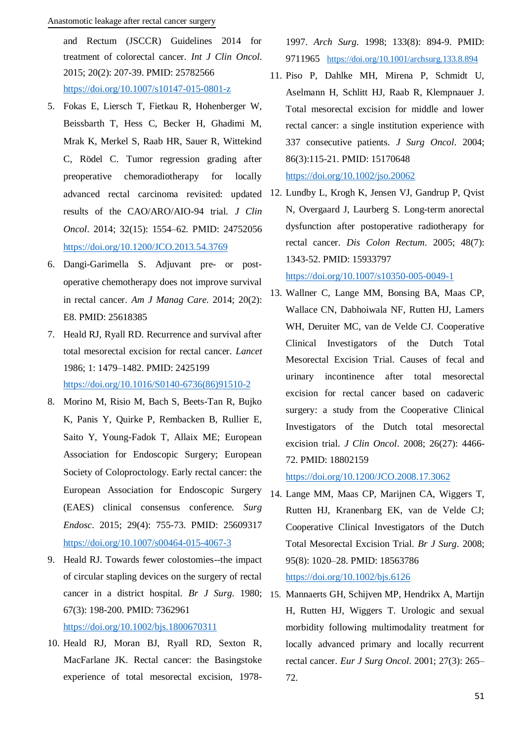and Rectum (JSCCR) Guidelines 2014 for treatment of colorectal cancer. *Int J Clin Oncol*. 2015; 20(2): 207-39. PMID: 25782566 https://doi.org/10.1007/s10147-015-0801-z

5. Fokas E, Liersch T, Fietkau R, Hohenberger W, Beissbarth T, Hess C, Becker H, Ghadimi M, Mrak K, Merkel S, Raab HR, Sauer R, Wittekind C, Rödel C. Tumor regression grading after preoperative chemoradiotherapy for locally advanced rectal carcinoma revisited: updated results of the CAO/ARO/AIO-94 trial. *J Clin Oncol*. 2014; 32(15): 1554–62. PMID: 24752056 https://doi.org/10.1200/JCO.2013.54.3769
6. Dangi-Garimella S. Adjuvant pre- or post-operative chemotherapy does not improve survival in rectal cancer. *Am J Manag Care*. 2014; 20(2): E8. PMID: 25618385
7. Heald RJ, Ryall RD. Recurrence and survival after total mesorectal excision for rectal cancer. *Lancet* 1986; 1: 1479–1482. PMID: 2425199 https://doi.org/10.1016/S0140-6736(86)91510-2
8. Morino M, Risio M, Bach S, Beets-Tan R, Bujko K, Panis Y, Quirke P, Rembacken B, Rullier E, Saito Y, Young-Fadok T, Allaix ME; European Association for Endoscopic Surgery; European Society of Coloproctology. Early rectal cancer: the European Association for Endoscopic Surgery (EAES) clinical consensus conference. *Surg Endosc*. 2015; 29(4): 755-73. PMID: 25609317 https://doi.org/10.1007/s00464-015-4067-3
9. Heald RJ. Towards fewer colostomies--the impact of circular stapling devices on the surgery of rectal cancer in a district hospital. *Br J Surg*. 1980; 67(3): 198-200. PMID: 7362961 https://doi.org/10.1002/bjs.1800670311
10. Heald RJ, Moran BJ, Ryall RD, Sexton R, MacFarlane JK. Rectal cancer: the Basingstoke experience of total mesorectal excision, 1978-1997. *Arch Surg*. 1998; 133(8): 894-9. PMID: 9711965 https://doi.org/10.1001/archsurg.133.8.894
11. Piso P, Dahlke MH, Mirena P, Schmidt U, Aselmann H, Schlitt HJ, Raab R, Klempnauer J. Total mesorectal excision for middle and lower rectal cancer: a single institution experience with 337 consecutive patients. *J Surg Oncol*. 2004; 86(3):115-21. PMID: 15170648 https://doi.org/10.1002/jso.20062
12. Lundby L, Krogh K, Jensen VJ, Gandrup P, Qvist N, Overgaard J, Laurberg S. Long-term anorectal dysfunction after postoperative radiotherapy for rectal cancer. *Dis Colon Rectum*. 2005; 48(7): 1343-52. PMID: 15933797 https://doi.org/10.1007/s10350-005-0049-1
13. Wallner C, Lange MM, Bonsing BA, Maas CP, Wallace CN, Dabhoiwala NF, Rutten HJ, Lamers WH, Deruiter MC, van de Velde CJ. Cooperative Clinical Investigators of the Dutch Total Mesorectal Excision Trial. Causes of fecal and urinary incontinence after total mesorectal excision for rectal cancer based on cadaveric surgery: a study from the Cooperative Clinical Investigators of the Dutch total mesorectal excision trial. *J Clin Oncol*. 2008; 26(27): 4466-72. PMID: 18802159 https://doi.org/10.1200/JCO.2008.17.3062
14. Lange MM, Maas CP, Marijnen CA, Wiggers T, Rutten HJ, Kranenbarg EK, van de Velde CJ; Cooperative Clinical Investigators of the Dutch Total Mesorectal Excision Trial. *Br J Surg*. 2008; 95(8): 1020–28. PMID: 18563786 https://doi.org/10.1002/bjs.6126
15. Mannaerts GH, Schijven MP, Hendrikx A, Martijn H, Rutten HJ, Wiggers T. Urologic and sexual morbidity following multimodality treatment for locally advanced primary and locally recurrent rectal cancer. *Eur J Surg Oncol*. 2001; 27(3): 265–72.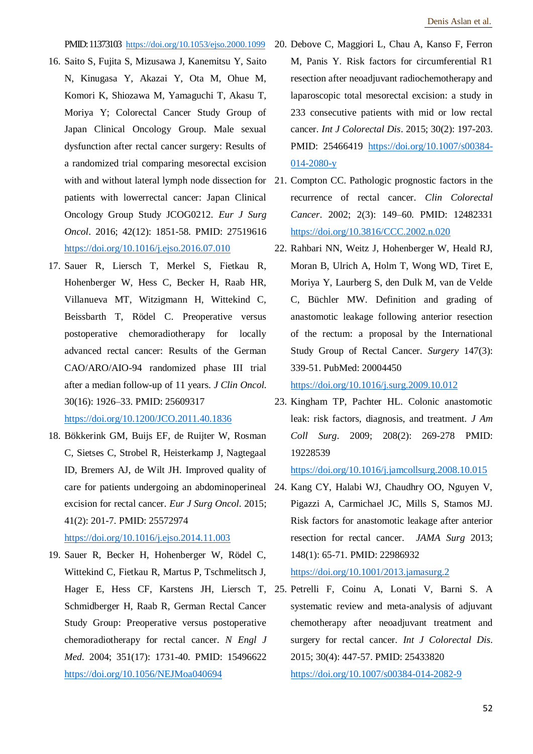PMID: 11373103 https://doi.org/10.1053/ejso.2000.1099

16. Saito S, Fujita S, Mizusawa J, Kanemitsu Y, Saito N, Kinugasa Y, Akazai Y, Ota M, Ohue M, Komori K, Shiozawa M, Yamaguchi T, Akasu T, Moriya Y; Colorectal Cancer Study Group of Japan Clinical Oncology Group. Male sexual dysfunction after rectal cancer surgery: Results of a randomized trial comparing mesorectal excision with and without lateral lymph node dissection for patients with lowerrectal cancer: Japan Clinical Oncology Group Study JCOG0212. *Eur J Surg Oncol*. 2016; 42(12): 1851-58. PMID: 27519616 https://doi.org/10.1016/j.ejso.2016.07.010
17. Sauer R, Liersch T, Merkel S, Fietkau R, Hohenberger W, Hess C, Becker H, Raab HR, Villanueva MT, Witzigmann H, Wittekind C, Beissbarth T, Rödel C. Preoperative versus postoperative chemoradiotherapy for locally advanced rectal cancer: Results of the German CAO/ARO/AIO-94 randomized phase III trial after a median follow-up of 11 years. *J Clin Oncol*. 30(16): 1926–33. PMID: 25609317 https://doi.org/10.1200/JCO.2011.40.1836
18. Bökkerink GM, Buijs EF, de Ruijter W, Rosman C, Sietses C, Strobel R, Heisterkamp J, Nagtegaal ID, Bremers AJ, de Wilt JH. Improved quality of care for patients undergoing an abdominoperineal excision for rectal cancer. *Eur J Surg Oncol*. 2015; 41(2): 201-7. PMID: 25572974 https://doi.org/10.1016/j.ejso.2014.11.003
19. Sauer R, Becker H, Hohenberger W, Rödel C, Wittekind C, Fietkau R, Martus P, Tschmelitsch J, Hager E, Hess CF, Karstens JH, Liersch T, Schmidberger H, Raab R, German Rectal Cancer Study Group: Preoperative versus postoperative chemoradiotherapy for rectal cancer. *N Engl J Med*. 2004; 351(17): 1731-40. PMID: 15496622 https://doi.org/10.1056/NEJMoa040694
20. Debove C, Maggiori L, Chau A, Kanso F, Ferron M, Panis Y. Risk factors for circumferential R1 resection after neoadjuvant radiochemotherapy and laparoscopic total mesorectal excision: a study in 233 consecutive patients with mid or low rectal cancer. *Int J Colorectal Dis*. 2015; 30(2): 197-203. PMID: 25466419 https://doi.org/10.1007/s00384-014-2080-y
21. Compton CC. Pathologic prognostic factors in the recurrence of rectal cancer. *Clin Colorectal Cancer*. 2002; 2(3): 149–60. PMID: 12482331 https://doi.org/10.3816/CCC.2002.n.020
22. Rahbari NN, Weitz J, Hohenberger W, Heald RJ, Moran B, Ulrich A, Holm T, Wong WD, Tiret E, Moriya Y, Laurberg S, den Dulk M, van de Velde C, Büchler MW. Definition and grading of anastomotic leakage following anterior resection of the rectum: a proposal by the International Study Group of Rectal Cancer. *Surgery* 147(3): 339-51. PubMed: 20004450 https://doi.org/10.1016/j.surg.2009.10.012
23. Kingham TP, Pachter HL. Colonic anastomotic leak: risk factors, diagnosis, and treatment. *J Am Coll Surg*. 2009; 208(2): 269-278 PMID: 19228539 https://doi.org/10.1016/j.jamcollsurg.2008.10.015
24. Kang CY, Halabi WJ, Chaudhry OO, Nguyen V, Pigazzi A, Carmichael JC, Mills S, Stamos MJ. Risk factors for anastomotic leakage after anterior resection for rectal cancer. *JAMA Surg* 2013; 148(1): 65-71. PMID: 22986932 https://doi.org/10.1001/2013.jamasurg.2
25. Petrelli F, Coinu A, Lonati V, Barni S. A systematic review and meta-analysis of adjuvant chemotherapy after neoadjuvant treatment and surgery for rectal cancer. *Int J Colorectal Dis*. 2015; 30(4): 447-57. PMID: 25433820 https://doi.org/10.1007/s00384-014-2082-9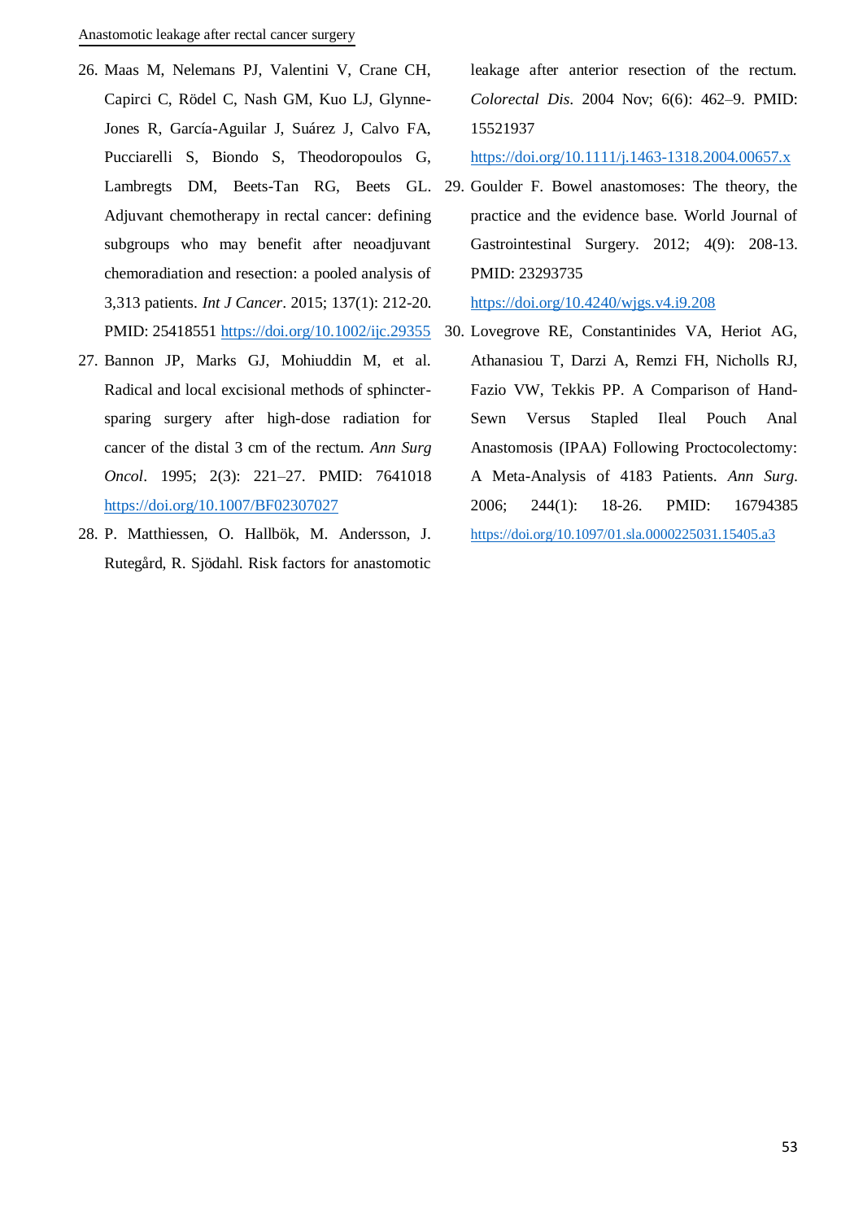26. Maas M, Nelemans PJ, Valentini V, Crane CH, Capirci C, Rödel C, Nash GM, Kuo LJ, Glynne-Jones R, García-Aguilar J, Suárez J, Calvo FA, Pucciarelli S, Biondo S, Theodoropoulos G, Lambregts DM, Beets-Tan RG, Beets GL. Adjuvant chemotherapy in rectal cancer: defining subgroups who may benefit after neoadjuvant chemoradiation and resection: a pooled analysis of 3,313 patients. *Int J Cancer*. 2015; 137(1): 212-20. PMID: 25418551 https://doi.org/10.1002/ijc.29355
27. Bannon JP, Marks GJ, Mohiuddin M, et al. Radical and local excisional methods of sphincter-sparing surgery after high-dose radiation for cancer of the distal 3 cm of the rectum. *Ann Surg Oncol*. 1995; 2(3): 221–27. PMID: 7641018 https://doi.org/10.1007/BF02307027
28. P. Matthiessen, O. Hallbök, M. Andersson, J. Rutegård, R. Sjödahl. Risk factors for anastomotic leakage after anterior resection of the rectum. *Colorectal Dis*. 2004 Nov; 6(6): 462–9. PMID: 15521937 https://doi.org/10.1111/j.1463-1318.2004.00657.x
29. Goulder F. Bowel anastomoses: The theory, the practice and the evidence base. World Journal of Gastrointestinal Surgery. 2012; 4(9): 208-13. PMID: 23293735 https://doi.org/10.4240/wjgs.v4.i9.208
30. Lovegrove RE, Constantinides VA, Heriot AG, Athanasiou T, Darzi A, Remzi FH, Nicholls RJ, Fazio VW, Tekkis PP. A Comparison of Hand-Sewn Versus Stapled Ileal Pouch Anal Anastomosis (IPAA) Following Proctocolectomy: A Meta-Analysis of 4183 Patients. *Ann Surg*. 2006; 244(1): 18-26. PMID: 16794385 https://doi.org/10.1097/01.sla.0000225031.15405.a3